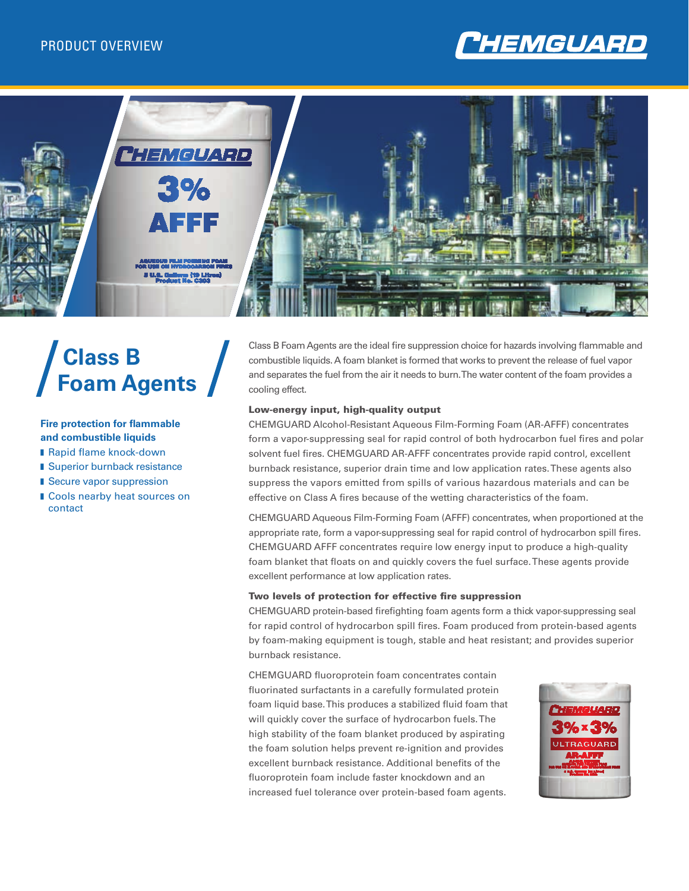PRODUCT OVERVIEW

# Class B Foam Agents

**Fire protection for flammable and combustible liquids**

- Rapid flame knock-down
- Superior burnback resistance
- Secure vapor suppression
- Cools nearby heat sources on contact

Class B Foam Agents are the ideal fire suppression choice for hazards involving flammable and combustible liquids. A foam blanket is formed that works to prevent the release of fuel vapor and separates the fuel from the air it needs to burn. The water content of the foam provides a cooling effect.

### Low-energy input, high-quality output

CHEMGUARD Alcohol-Resistant Aqueous Film-Forming Foam (AR-AFFF) concentrates form a vapor-suppressing seal for rapid control of both hydrocarbon fuel fires and polar solvent fuel fires. CHEMGUARD AR-AFFF concentrates provide rapid control, excellent burnback resistance, superior drain time and low application rates. These agents also suppress the vapors emitted from spills of various hazardous materials and can be effective on Class A fires because of the wetting characteristics of the foam.

CHEMGUARD Aqueous Film-Forming Foam (AFFF) concentrates, when proportioned at the appropriate rate, form a vapor-suppressing seal for rapid control of hydrocarbon spill fires. CHEMGUARD AFFF concentrates require low energy input to produce a high-quality foam blanket that floats on and quickly covers the fuel surface. These agents provide excellent performance at low application rates.

### Two levels of protection for effective fire suppression

CHEMGUARD protein-based firefighting foam agents form a thick vapor-suppressing seal for rapid control of hydrocarbon spill fires. Foam produced from protein-based agents by foam-making equipment is tough, stable and heat resistant; and provides superior burnback resistance.

CHEMGUARD fluoroprotein foam concentrates contain fluorinated surfactants in a carefully formulated protein foam liquid base. This produces a stabilized fluid foam that will quickly cover the surface of hydrocarbon fuels. The high stability of the foam blanket produced by aspirating the foam solution helps prevent re-ignition and provides excellent burnback resistance. Additional benefits of the fluoroprotein foam include faster knockdown and an increased fuel tolerance over protein-based foam agents.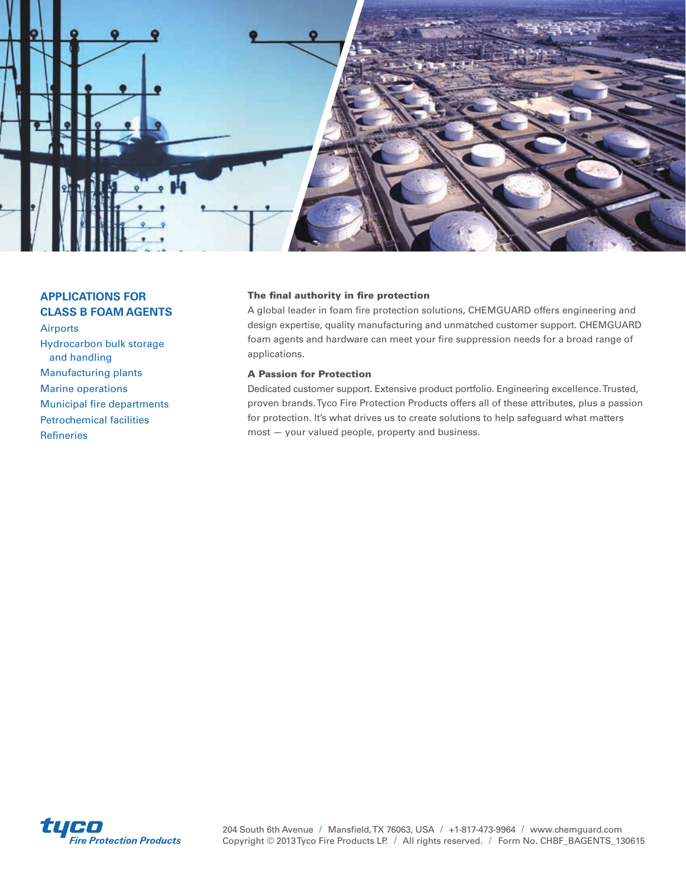## APPLICATIONS FOR CLASS B FOAM AGENTS

- Airports
- Hydrocarbon bulk storage and handling
- Manufacturing plants
- Marine operations
- Municipal fire departments
- Petrochemical facilities
- Refineries

**The final authority in fire protection**

A global leader in foam fire protection solutions, CHEMGUARD offers engineering and design expertise, quality manufacturing and unmatched customer support. CHEMGUARD foam agents and hardware can meet your fire suppression needs for a broad range of applications.

**A Passion for Protection**

Dedicated customer support. Extensive product portfolio. Engineering excellence. Trusted, proven brands. Tyco Fire Protection Products offers all of these attributes, plus a passion for protection. It's what drives us to create solutions to help safeguard what matters most — your valued people, property and business.

tyco
Fire Protection Products

204 South 6th Avenue / Mansfield, TX 76063, USA / +1-817-473-9964 / www.chemguard.com
Copyright © 2013 Tyco Fire Products LP. / All rights reserved. / Form No. CHBF_BAGENTS_130615